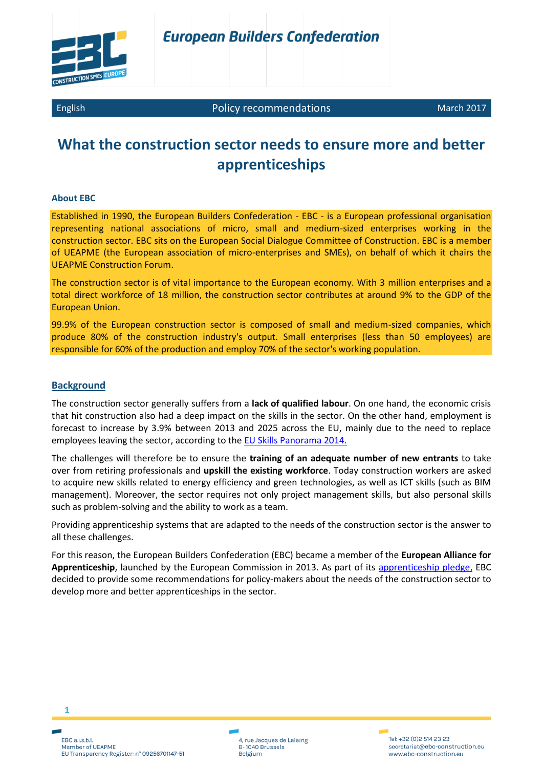European Builders Confederation

English | Policy recommendations | March 2017

# What the construction sector needs to ensure more and better apprenticeships

## About EBC

Established in 1990, the European Builders Confederation - EBC - is a European professional organisation representing national associations of micro, small and medium-sized enterprises working in the construction sector. EBC sits on the European Social Dialogue Committee of Construction. EBC is a member of UEAPME (the European association of micro-enterprises and SMEs), on behalf of which it chairs the UEAPME Construction Forum.

The construction sector is of vital importance to the European economy. With 3 million enterprises and a total direct workforce of 18 million, the construction sector contributes at around 9% to the GDP of the European Union.

99.9% of the European construction sector is composed of small and medium-sized companies, which produce 80% of the construction industry's output. Small enterprises (less than 50 employees) are responsible for 60% of the production and employ 70% of the sector's working population.

## Background

The construction sector generally suffers from a **lack of qualified labour**. On one hand, the economic crisis that hit construction also had a deep impact on the skills in the sector. On the other hand, employment is forecast to increase by 3.9% between 2013 and 2025 across the EU, mainly due to the need to replace employees leaving the sector, according to the EU Skills Panorama 2014.

The challenges will therefore be to ensure the **training of an adequate number of new entrants** to take over from retiring professionals and **upskill the existing workforce**. Today construction workers are asked to acquire new skills related to energy efficiency and green technologies, as well as ICT skills (such as BIM management). Moreover, the sector requires not only project management skills, but also personal skills such as problem-solving and the ability to work as a team.

Providing apprenticeship systems that are adapted to the needs of the construction sector is the answer to all these challenges.

For this reason, the European Builders Confederation (EBC) became a member of the **European Alliance for Apprenticeship**, launched by the European Commission in 2013. As part of its apprenticeship pledge, EBC decided to provide some recommendations for policy-makers about the needs of the construction sector to develop more and better apprenticeships in the sector.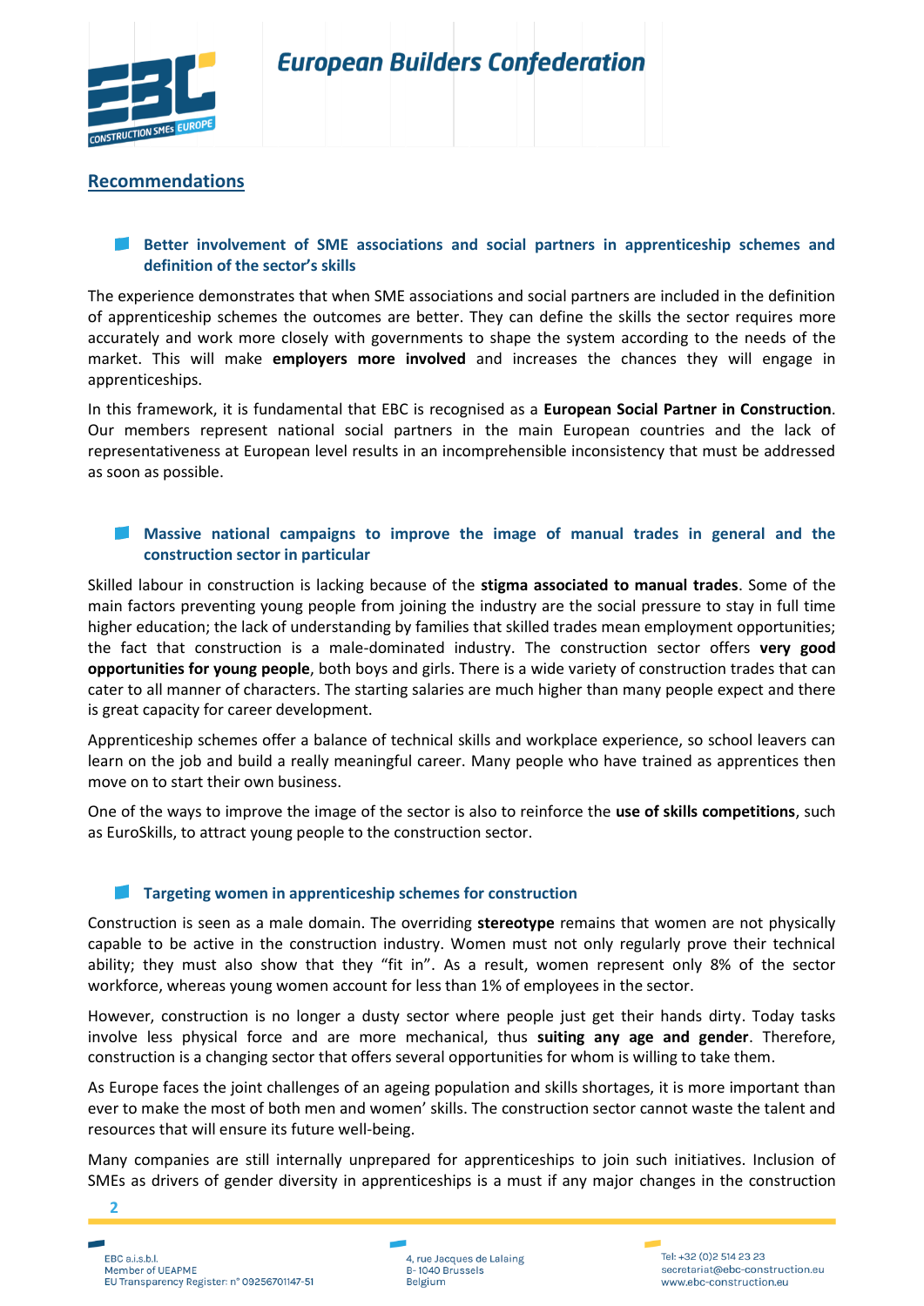## Recommendations

### Better involvement of SME associations and social partners in apprenticeship schemes and definition of the sector's skills

The experience demonstrates that when SME associations and social partners are included in the definition of apprenticeship schemes the outcomes are better. They can define the skills the sector requires more accurately and work more closely with governments to shape the system according to the needs of the market. This will make **employers more involved** and increases the chances they will engage in apprenticeships.

In this framework, it is fundamental that EBC is recognised as a **European Social Partner in Construction**. Our members represent national social partners in the main European countries and the lack of representativeness at European level results in an incomprehensible inconsistency that must be addressed as soon as possible.

### Massive national campaigns to improve the image of manual trades in general and the construction sector in particular

Skilled labour in construction is lacking because of the **stigma associated to manual trades**. Some of the main factors preventing young people from joining the industry are the social pressure to stay in full time higher education; the lack of understanding by families that skilled trades mean employment opportunities; the fact that construction is a male-dominated industry. The construction sector offers **very good opportunities for young people**, both boys and girls. There is a wide variety of construction trades that can cater to all manner of characters. The starting salaries are much higher than many people expect and there is great capacity for career development.

Apprenticeship schemes offer a balance of technical skills and workplace experience, so school leavers can learn on the job and build a really meaningful career. Many people who have trained as apprentices then move on to start their own business.

One of the ways to improve the image of the sector is also to reinforce the **use of skills competitions**, such as EuroSkills, to attract young people to the construction sector.

### Targeting women in apprenticeship schemes for construction

Construction is seen as a male domain. The overriding **stereotype** remains that women are not physically capable to be active in the construction industry. Women must not only regularly prove their technical ability; they must also show that they "fit in". As a result, women represent only 8% of the sector workforce, whereas young women account for less than 1% of employees in the sector.

However, construction is no longer a dusty sector where people just get their hands dirty. Today tasks involve less physical force and are more mechanical, thus **suiting any age and gender**. Therefore, construction is a changing sector that offers several opportunities for whom is willing to take them.

As Europe faces the joint challenges of an ageing population and skills shortages, it is more important than ever to make the most of both men and women' skills. The construction sector cannot waste the talent and resources that will ensure its future well-being.

Many companies are still internally unprepared for apprenticeships to join such initiatives. Inclusion of SMEs as drivers of gender diversity in apprenticeships is a must if any major changes in the construction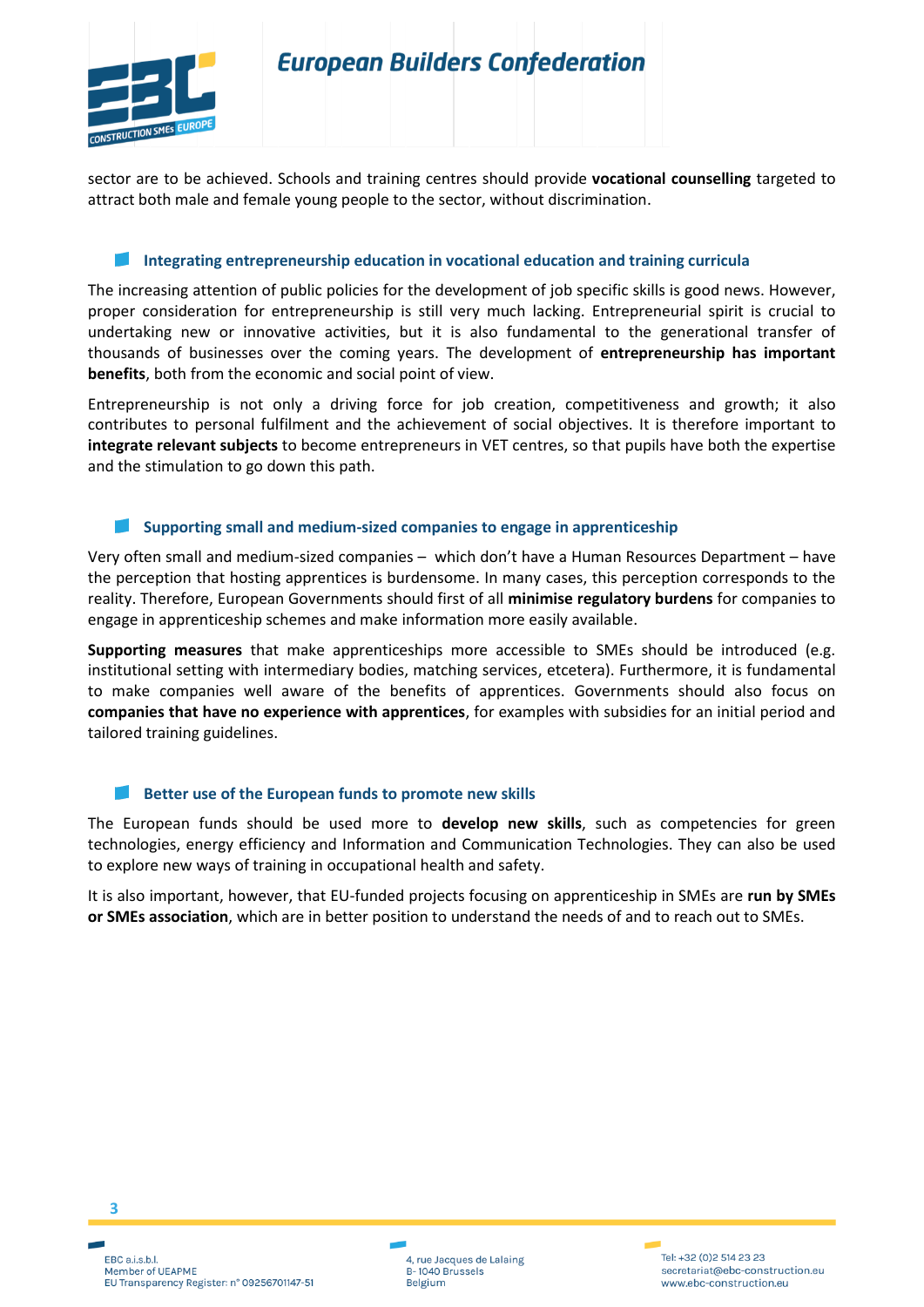sector are to be achieved. Schools and training centres should provide **vocational counselling** targeted to attract both male and female young people to the sector, without discrimination.

### Integrating entrepreneurship education in vocational education and training curricula

The increasing attention of public policies for the development of job specific skills is good news. However, proper consideration for entrepreneurship is still very much lacking. Entrepreneurial spirit is crucial to undertaking new or innovative activities, but it is also fundamental to the generational transfer of thousands of businesses over the coming years. The development of **entrepreneurship has important benefits**, both from the economic and social point of view.

Entrepreneurship is not only a driving force for job creation, competitiveness and growth; it also contributes to personal fulfilment and the achievement of social objectives. It is therefore important to **integrate relevant subjects** to become entrepreneurs in VET centres, so that pupils have both the expertise and the stimulation to go down this path.

### Supporting small and medium-sized companies to engage in apprenticeship

Very often small and medium-sized companies – which don't have a Human Resources Department – have the perception that hosting apprentices is burdensome. In many cases, this perception corresponds to the reality. Therefore, European Governments should first of all **minimise regulatory burdens** for companies to engage in apprenticeship schemes and make information more easily available.

**Supporting measures** that make apprenticeships more accessible to SMEs should be introduced (e.g. institutional setting with intermediary bodies, matching services, etcetera). Furthermore, it is fundamental to make companies well aware of the benefits of apprentices. Governments should also focus on **companies that have no experience with apprentices**, for examples with subsidies for an initial period and tailored training guidelines.

### Better use of the European funds to promote new skills

The European funds should be used more to **develop new skills**, such as competencies for green technologies, energy efficiency and Information and Communication Technologies. They can also be used to explore new ways of training in occupational health and safety.

It is also important, however, that EU-funded projects focusing on apprenticeship in SMEs are **run by SMEs or SMEs association**, which are in better position to understand the needs of and to reach out to SMEs.